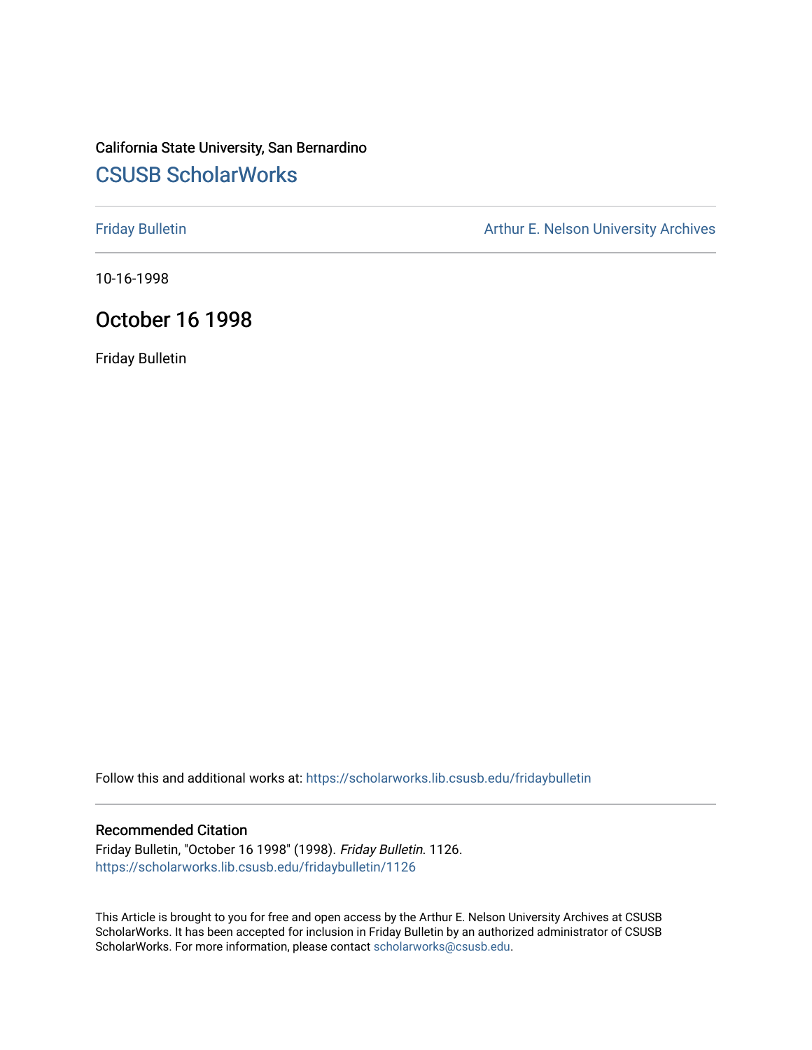California State University, San Bernardino

# CSUSB ScholarWorks

Friday Bulletin

Arthur E. Nelson University Archives

10-16-1998

## October 16 1998

Friday Bulletin

Follow this and additional works at: https://scholarworks.lib.csusb.edu/fridaybulletin

### Recommended Citation

Friday Bulletin, "October 16 1998" (1998). *Friday Bulletin*. 1126.
https://scholarworks.lib.csusb.edu/fridaybulletin/1126

This Article is brought to you for free and open access by the Arthur E. Nelson University Archives at CSUSB ScholarWorks. It has been accepted for inclusion in Friday Bulletin by an authorized administrator of CSUSB ScholarWorks. For more information, please contact scholarworks@csusb.edu.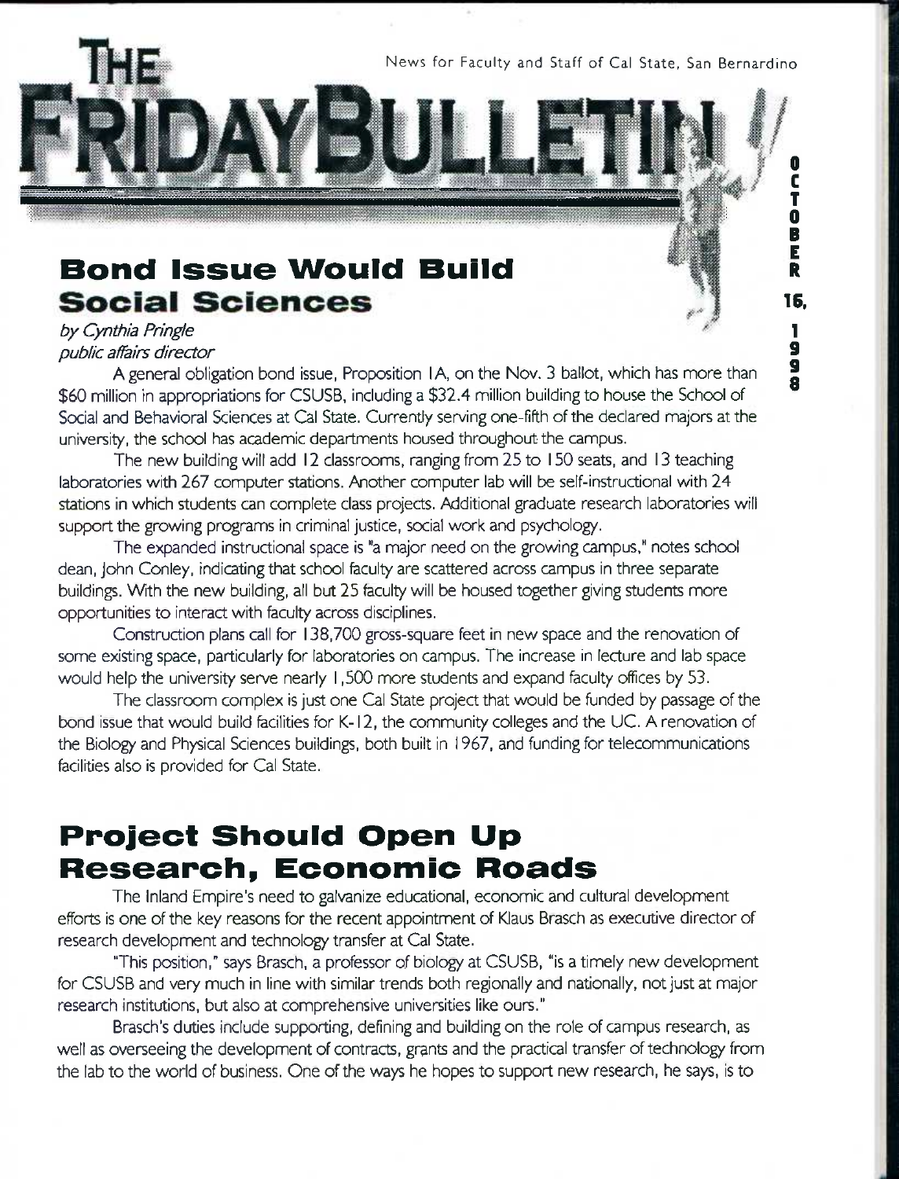News for Faculty and Staff of Cal State, San Bernardino

# THE FRIDAY BULLETIN

OCTOBER 16, 1998

## Bond Issue Would Build Social Sciences

*by Cynthia Pringle*
*public affairs director*

A general obligation bond issue, Proposition 1A, on the Nov. 3 ballot, which has more than $60 million in appropriations for CSUSB, including a $32.4 million building to house the School of Social and Behavioral Sciences at Cal State. Currently serving one-fifth of the declared majors at the university, the school has academic departments housed throughout the campus.

The new building will add 12 classrooms, ranging from 25 to 150 seats, and 13 teaching laboratories with 267 computer stations. Another computer lab will be self-instructional with 24 stations in which students can complete class projects. Additional graduate research laboratories will support the growing programs in criminal justice, social work and psychology.

The expanded instructional space is "a major need on the growing campus," notes school dean, John Conley, indicating that school faculty are scattered across campus in three separate buildings. With the new building, all but 25 faculty will be housed together giving students more opportunities to interact with faculty across disciplines.

Construction plans call for 138,700 gross-square feet in new space and the renovation of some existing space, particularly for laboratories on campus. The increase in lecture and lab space would help the university serve nearly 1,500 more students and expand faculty offices by 53.

The classroom complex is just one Cal State project that would be funded by passage of the bond issue that would build facilities for K-12, the community colleges and the UC. A renovation of the Biology and Physical Sciences buildings, both built in 1967, and funding for telecommunications facilities also is provided for Cal State.

## Project Should Open Up Research, Economic Roads

The Inland Empire's need to galvanize educational, economic and cultural development efforts is one of the key reasons for the recent appointment of Klaus Brasch as executive director of research development and technology transfer at Cal State.

"This position," says Brasch, a professor of biology at CSUSB, "is a timely new development for CSUSB and very much in line with similar trends both regionally and nationally, not just at major research institutions, but also at comprehensive universities like ours."

Brasch's duties include supporting, defining and building on the role of campus research, as well as overseeing the development of contracts, grants and the practical transfer of technology from the lab to the world of business. One of the ways he hopes to support new research, he says, is to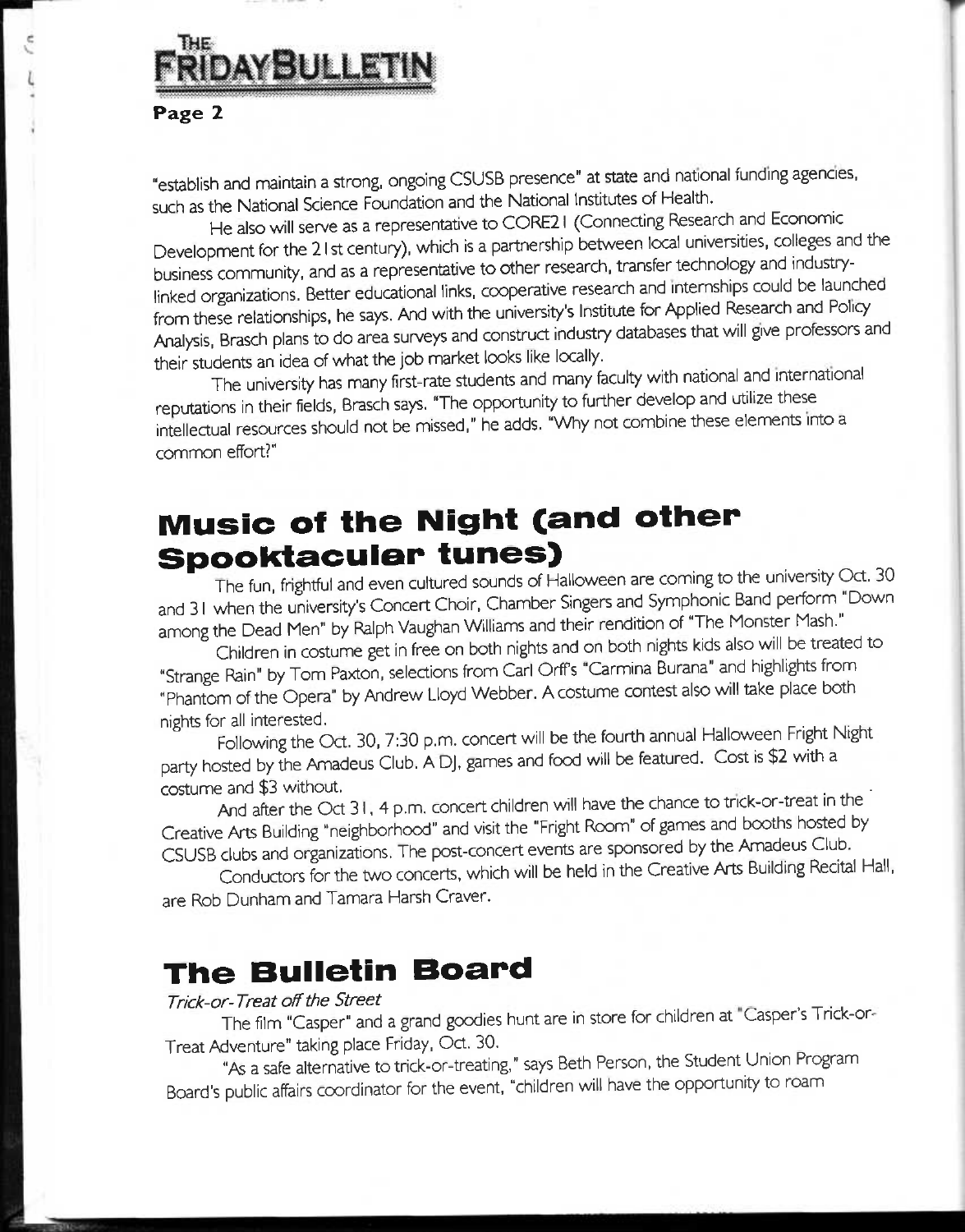"establish and maintain a strong, ongoing CSUSB presence" at state and national funding agencies, such as the National Science Foundation and the National Institutes of Health.

He also will serve as a representative to CORE21 (Connecting Research and Economic Development for the 21st century), which is a partnership between local universities, colleges and the business community, and as a representative to other research, transfer technology and industry-linked organizations. Better educational links, cooperative research and internships could be launched from these relationships, he says. And with the university's Institute for Applied Research and Policy Analysis, Brasch plans to do area surveys and construct industry databases that will give professors and their students an idea of what the job market looks like locally.

The university has many first-rate students and many faculty with national and international reputations in their fields, Brasch says. "The opportunity to further develop and utilize these intellectual resources should not be missed," he adds. "Why not combine these elements into a common effort?"

## Music of the Night (and other Spooktacular tunes)

The fun, frightful and even cultured sounds of Halloween are coming to the university Oct. 30 and 31 when the university's Concert Choir, Chamber Singers and Symphonic Band perform "Down among the Dead Men" by Ralph Vaughan Williams and their rendition of "The Monster Mash."

Children in costume get in free on both nights and on both nights kids also will be treated to "Strange Rain" by Tom Paxton, selections from Carl Orff's "Carmina Burana" and highlights from "Phantom of the Opera" by Andrew Lloyd Webber. A costume contest also will take place both nights for all interested.

Following the Oct. 30, 7:30 p.m. concert will be the fourth annual Halloween Fright Night party hosted by the Amadeus Club. A DJ, games and food will be featured. Cost is $2 with a costume and $3 without.

And after the Oct 31, 4 p.m. concert children will have the chance to trick-or-treat in the Creative Arts Building "neighborhood" and visit the "Fright Room" of games and booths hosted by CSUSB clubs and organizations. The post-concert events are sponsored by the Amadeus Club.

Conductors for the two concerts, which will be held in the Creative Arts Building Recital Hall, are Rob Dunham and Tamara Harsh Craver.

## The Bulletin Board

*Trick-or-Treat off the Street*

The film "Casper" and a grand goodies hunt are in store for children at "Casper's Trick-or-Treat Adventure" taking place Friday, Oct. 30.

"As a safe alternative to trick-or-treating," says Beth Person, the Student Union Program Board's public affairs coordinator for the event, "children will have the opportunity to roam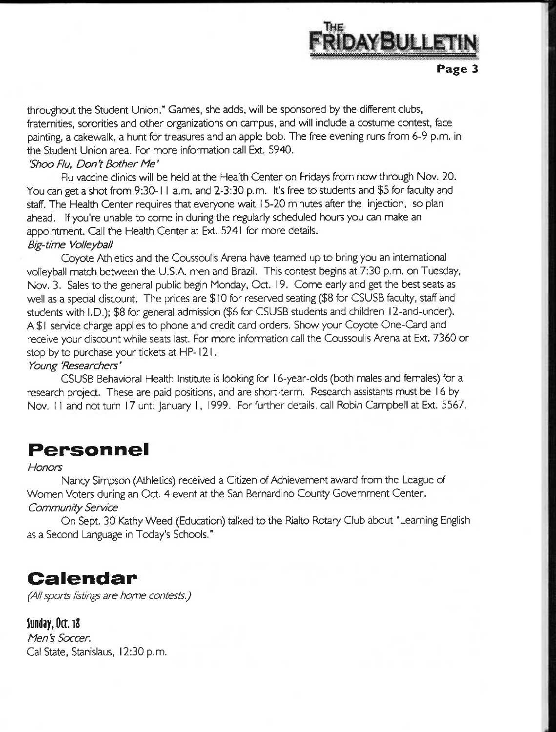throughout the Student Union." Games, she adds, will be sponsored by the different clubs, fraternities, sororities and other organizations on campus, and will include a costume contest, face painting, a cakewalk, a hunt for treasures and an apple bob. The free evening runs from 6-9 p.m. in the Student Union area. For more information call Ext. 5940.

*'Shoo Flu, Don't Bother Me'*

Flu vaccine clinics will be held at the Health Center on Fridays from now through Nov. 20. You can get a shot from 9:30-11 a.m. and 2-3:30 p.m. It's free to students and $5 for faculty and staff. The Health Center requires that everyone wait 15-20 minutes after the injection, so plan ahead. If you're unable to come in during the regularly scheduled hours you can make an appointment. Call the Health Center at Ext. 5241 for more details.

*Big-time Volleyball*

Coyote Athletics and the Coussoulis Arena have teamed up to bring you an international volleyball match between the U.S.A. men and Brazil. This contest begins at 7:30 p.m. on Tuesday, Nov. 3. Sales to the general public begin Monday, Oct. 19. Come early and get the best seats as well as a special discount. The prices are $10 for reserved seating ($8 for CSUSB faculty, staff and students with I.D.); $8 for general admission ($6 for CSUSB students and children 12-and-under). A $1 service charge applies to phone and credit card orders. Show your Coyote One-Card and receive your discount while seats last. For more information call the Coussoulis Arena at Ext. 7360 or stop by to purchase your tickets at HP-121.

*Young 'Researchers'*

CSUSB Behavioral Health Institute is looking for 16-year-olds (both males and females) for a research project. These are paid positions, and are short-term. Research assistants must be 16 by Nov. 11 and not turn 17 until January 1, 1999. For further details, call Robin Campbell at Ext. 5567.

# Personnel

*Honors*

Nancy Simpson (Athletics) received a Citizen of Achievement award from the League of Women Voters during an Oct. 4 event at the San Bernardino County Government Center.

*Community Service*

On Sept. 30 Kathy Weed (Education) talked to the Rialto Rotary Club about "Learning English as a Second Language in Today's Schools."

# Calendar

*(All sports listings are home contests.)*

**Sunday, Oct. 18**

*Men's Soccer.*
Cal State, Stanislaus, 12:30 p.m.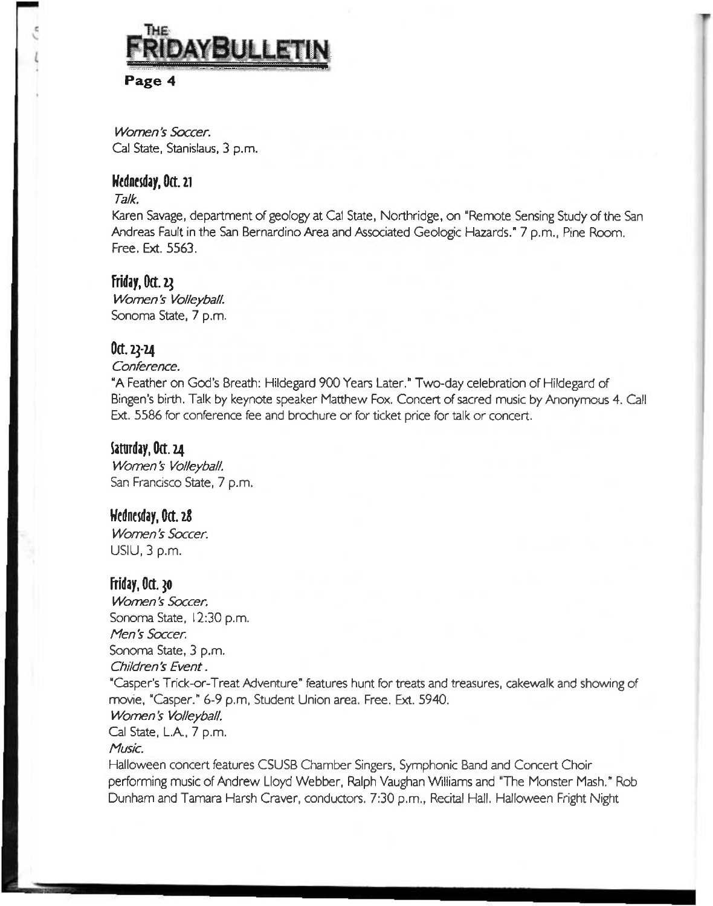*Women's Soccer.*
Cal State, Stanislaus, 3 p.m.

### Wednesday, Oct. 21

*Talk.*
Karen Savage, department of geology at Cal State, Northridge, on "Remote Sensing Study of the San Andreas Fault in the San Bernardino Area and Associated Geologic Hazards." 7 p.m., Pine Room. Free. Ext. 5563.

### Friday, Oct. 23

*Women's Volleyball.*
Sonoma State, 7 p.m.

### Oct. 23-24

*Conference.*
"A Feather on God's Breath: Hildegard 900 Years Later." Two-day celebration of Hildegard of Bingen's birth. Talk by keynote speaker Matthew Fox. Concert of sacred music by Anonymous 4. Call Ext. 5586 for conference fee and brochure or for ticket price for talk or concert.

### Saturday, Oct. 24

*Women's Volleyball.*
San Francisco State, 7 p.m.

### Wednesday, Oct. 28

*Women's Soccer.*
USIU, 3 p.m.

### Friday, Oct. 30

*Women's Soccer.*
Sonoma State, 12:30 p.m.
*Men's Soccer.*
Sonoma State, 3 p.m.
*Children's Event.*
"Casper's Trick-or-Treat Adventure" features hunt for treats and treasures, cakewalk and showing of movie, "Casper." 6-9 p.m, Student Union area. Free. Ext. 5940.
*Women's Volleyball.*
Cal State, L.A., 7 p.m.
*Music.*
Halloween concert features CSUSB Chamber Singers, Symphonic Band and Concert Choir performing music of Andrew Lloyd Webber, Ralph Vaughan Williams and "The Monster Mash." Rob Dunham and Tamara Harsh Craver, conductors. 7:30 p.m., Recital Hall. Halloween Fright Night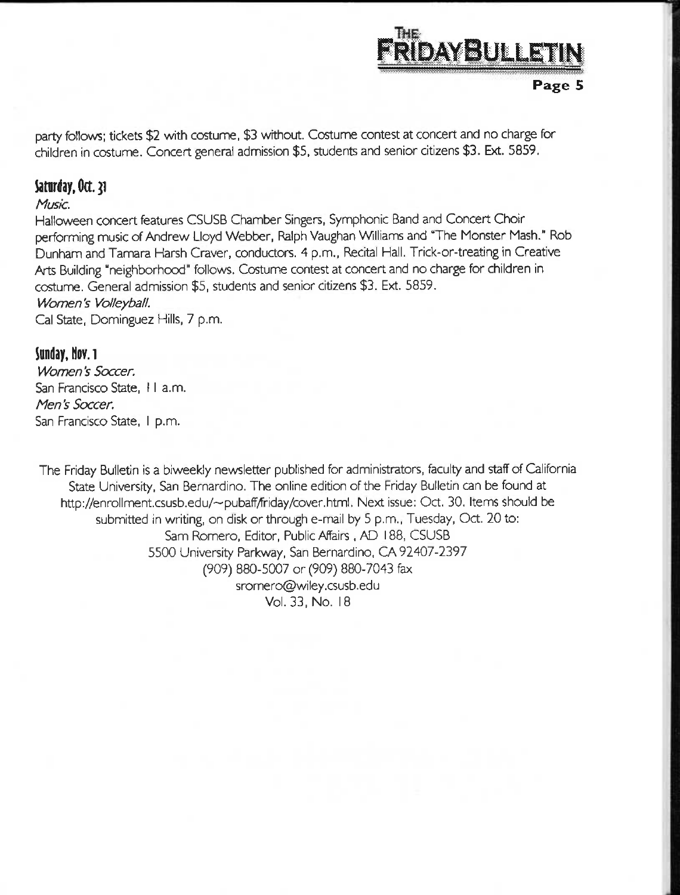party follows; tickets $2 with costume, $3 without. Costume contest at concert and no charge for children in costume. Concert general admission $5, students and senior citizens $3. Ext. 5859.

### Saturday, Oct. 31

*Music.*

Halloween concert features CSUSB Chamber Singers, Symphonic Band and Concert Choir performing music of Andrew Lloyd Webber, Ralph Vaughan Williams and "The Monster Mash." Rob Dunham and Tamara Harsh Craver, conductors. 4 p.m., Recital Hall. Trick-or-treating in Creative Arts Building "neighborhood" follows. Costume contest at concert and no charge for children in costume. General admission $5, students and senior citizens $3. Ext. 5859.

*Women's Volleyball.*

Cal State, Dominguez Hills, 7 p.m.

### Sunday, Nov. 1

*Women's Soccer.*

San Francisco State, 11 a.m.

*Men's Soccer.*

San Francisco State, 1 p.m.

The Friday Bulletin is a biweekly newsletter published for administrators, faculty and staff of California State University, San Bernardino. The online edition of the Friday Bulletin can be found at http://enrollment.csusb.edu/~pubaff/friday/cover.html. Next issue: Oct. 30. Items should be submitted in writing, on disk or through e-mail by 5 p.m., Tuesday, Oct. 20 to:

Sam Romero, Editor, Public Affairs, AD 188, CSUSB
5500 University Parkway, San Bernardino, CA 92407-2397
(909) 880-5007 or (909) 880-7043 fax
sromero@wiley.csusb.edu
Vol. 33, No. 18